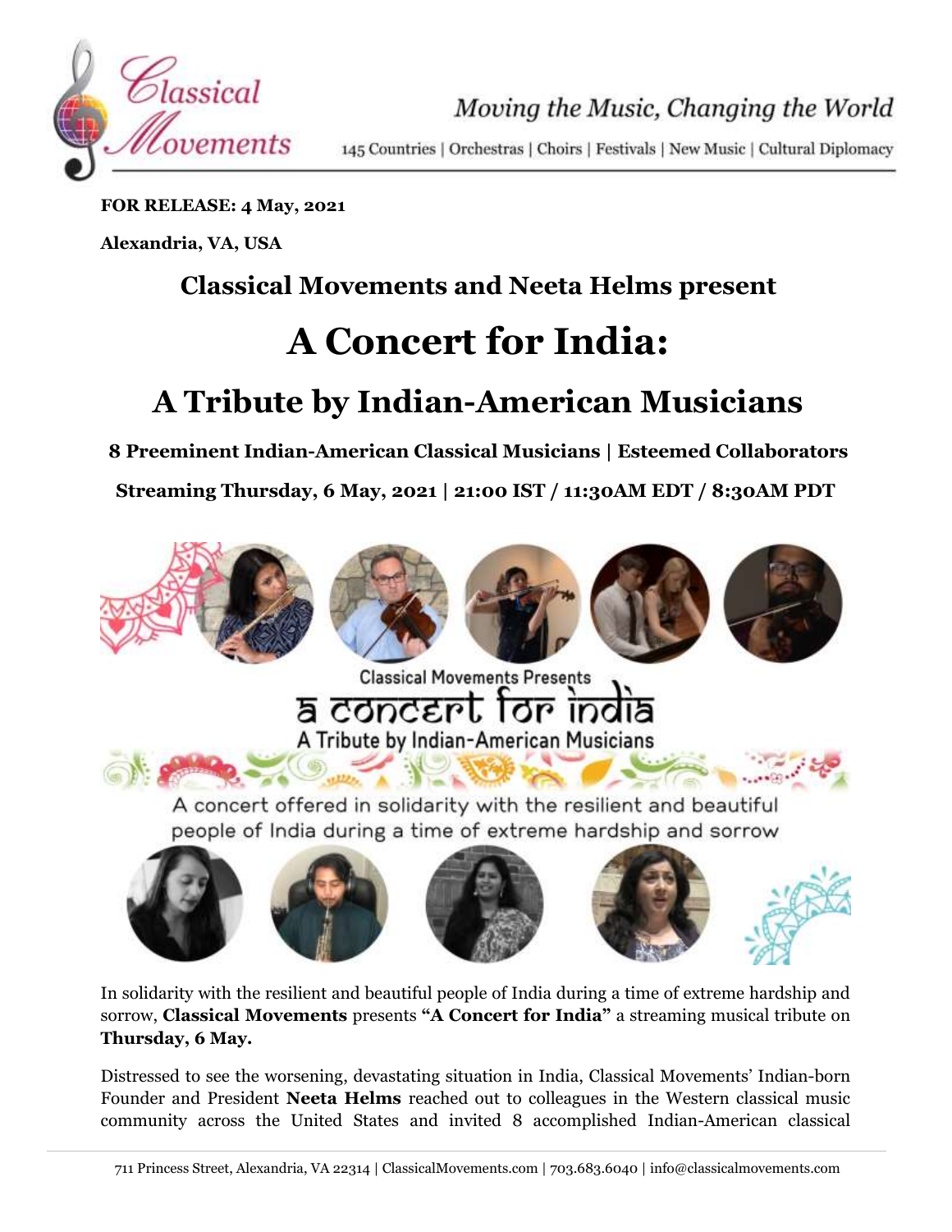FOR RELEASE: 4 May, 2021

Alexandria, VA, USA

## Classical Movements and Neeta Helms present

# A Concert for India:

## A Tribute by Indian-American Musicians

**8 Preeminent Indian-American Classical Musicians | Esteemed Collaborators**

**Streaming Thursday, 6 May, 2021 | 21:00 IST / 11:30AM EDT / 8:30AM PDT**

In solidarity with the resilient and beautiful people of India during a time of extreme hardship and sorrow, **Classical Movements** presents **"A Concert for India"** a streaming musical tribute on **Thursday, 6 May.**

Distressed to see the worsening, devastating situation in India, Classical Movements' Indian-born Founder and President **Neeta Helms** reached out to colleagues in the Western classical music community across the United States and invited 8 accomplished Indian-American classical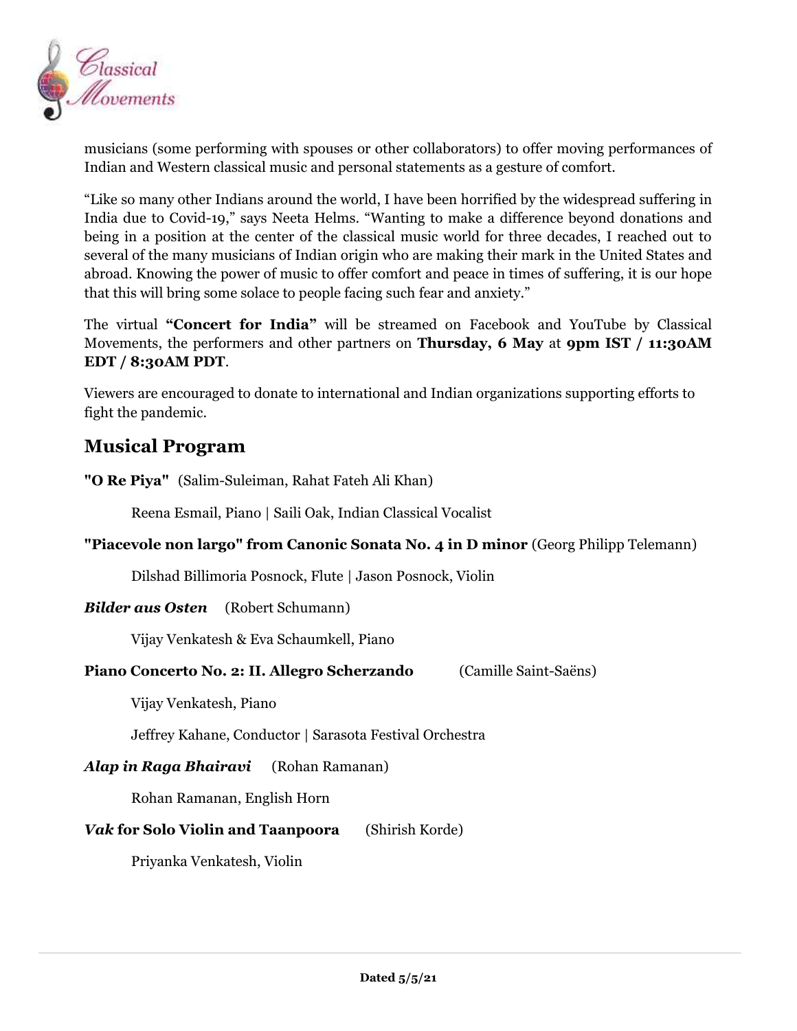musicians (some performing with spouses or other collaborators) to offer moving performances of Indian and Western classical music and personal statements as a gesture of comfort.

"Like so many other Indians around the world, I have been horrified by the widespread suffering in India due to Covid-19," says Neeta Helms. "Wanting to make a difference beyond donations and being in a position at the center of the classical music world for three decades, I reached out to several of the many musicians of Indian origin who are making their mark in the United States and abroad. Knowing the power of music to offer comfort and peace in times of suffering, it is our hope that this will bring some solace to people facing such fear and anxiety."

The virtual **"Concert for India"** will be streamed on Facebook and YouTube by Classical Movements, the performers and other partners on **Thursday, 6 May** at **9pm IST / 11:30AM EDT / 8:30AM PDT**.

Viewers are encouraged to donate to international and Indian organizations supporting efforts to fight the pandemic.

## Musical Program

**"O Re Piya"** (Salim-Suleiman, Rahat Fateh Ali Khan)

Reena Esmail, Piano | Saili Oak, Indian Classical Vocalist

**"Piacevole non largo" from Canonic Sonata No. 4 in D minor** (Georg Philipp Telemann)

Dilshad Billimoria Posnock, Flute | Jason Posnock, Violin

***Bilder aus Osten*** (Robert Schumann)

Vijay Venkatesh & Eva Schaumkell, Piano

**Piano Concerto No. 2: II. Allegro Scherzando** (Camille Saint-Saëns)

Vijay Venkatesh, Piano

Jeffrey Kahane, Conductor | Sarasota Festival Orchestra

***Alap in Raga Bhairavi*** (Rohan Ramanan)

Rohan Ramanan, English Horn

***Vak* for Solo Violin and Taanpoora** (Shirish Korde)

Priyanka Venkatesh, Violin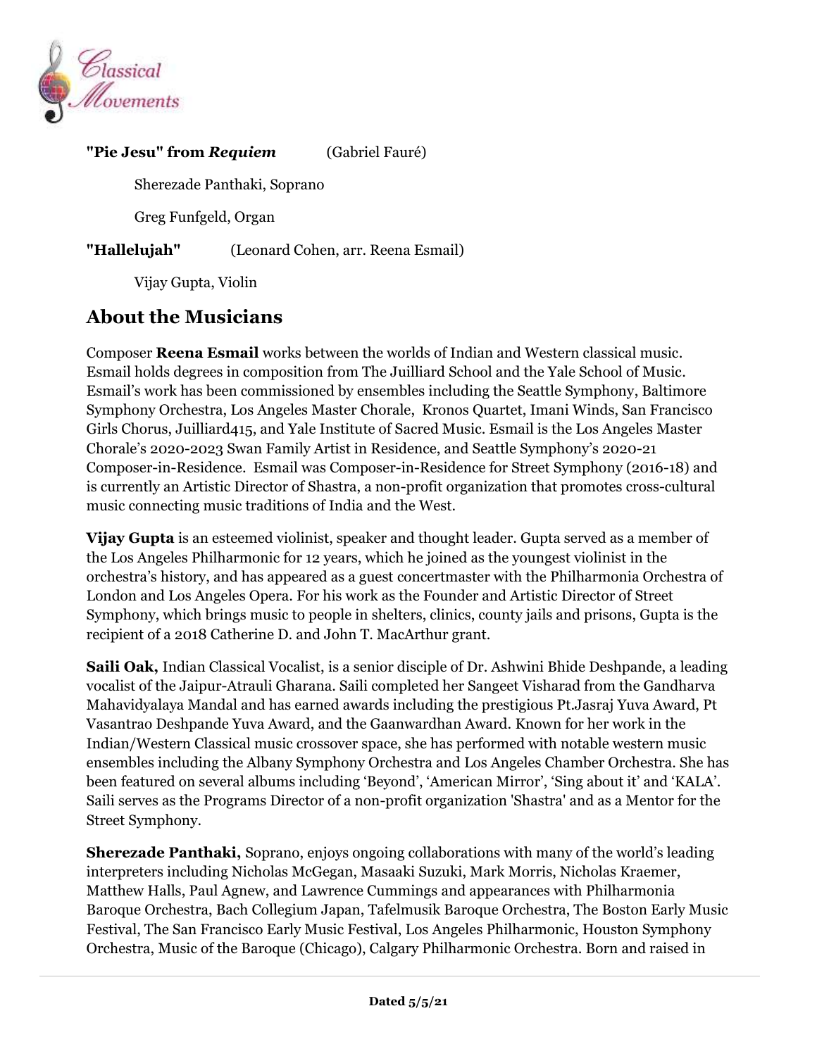**"Pie Jesu" from *Requiem*** (Gabriel Fauré)

Sherezade Panthaki, Soprano

Greg Funfgeld, Organ

**"Hallelujah"** (Leonard Cohen, arr. Reena Esmail)

Vijay Gupta, Violin

## About the Musicians

Composer **Reena Esmail** works between the worlds of Indian and Western classical music. Esmail holds degrees in composition from The Juilliard School and the Yale School of Music. Esmail's work has been commissioned by ensembles including the Seattle Symphony, Baltimore Symphony Orchestra, Los Angeles Master Chorale, Kronos Quartet, Imani Winds, San Francisco Girls Chorus, Juilliard415, and Yale Institute of Sacred Music. Esmail is the Los Angeles Master Chorale's 2020-2023 Swan Family Artist in Residence, and Seattle Symphony's 2020-21 Composer-in-Residence. Esmail was Composer-in-Residence for Street Symphony (2016-18) and is currently an Artistic Director of Shastra, a non-profit organization that promotes cross-cultural music connecting music traditions of India and the West.

**Vijay Gupta** is an esteemed violinist, speaker and thought leader. Gupta served as a member of the Los Angeles Philharmonic for 12 years, which he joined as the youngest violinist in the orchestra's history, and has appeared as a guest concertmaster with the Philharmonia Orchestra of London and Los Angeles Opera. For his work as the Founder and Artistic Director of Street Symphony, which brings music to people in shelters, clinics, county jails and prisons, Gupta is the recipient of a 2018 Catherine D. and John T. MacArthur grant.

**Saili Oak,** Indian Classical Vocalist, is a senior disciple of Dr. Ashwini Bhide Deshpande, a leading vocalist of the Jaipur-Atrauli Gharana. Saili completed her Sangeet Visharad from the Gandharva Mahavidyalaya Mandal and has earned awards including the prestigious Pt.Jasraj Yuva Award, Pt Vasantrao Deshpande Yuva Award, and the Gaanwardhan Award. Known for her work in the Indian/Western Classical music crossover space, she has performed with notable western music ensembles including the Albany Symphony Orchestra and Los Angeles Chamber Orchestra. She has been featured on several albums including 'Beyond', 'American Mirror', 'Sing about it' and 'KALA'. Saili serves as the Programs Director of a non-profit organization 'Shastra' and as a Mentor for the Street Symphony.

**Sherezade Panthaki,** Soprano, enjoys ongoing collaborations with many of the world's leading interpreters including Nicholas McGegan, Masaaki Suzuki, Mark Morris, Nicholas Kraemer, Matthew Halls, Paul Agnew, and Lawrence Cummings and appearances with Philharmonia Baroque Orchestra, Bach Collegium Japan, Tafelmusik Baroque Orchestra, The Boston Early Music Festival, The San Francisco Early Music Festival, Los Angeles Philharmonic, Houston Symphony Orchestra, Music of the Baroque (Chicago), Calgary Philharmonic Orchestra. Born and raised in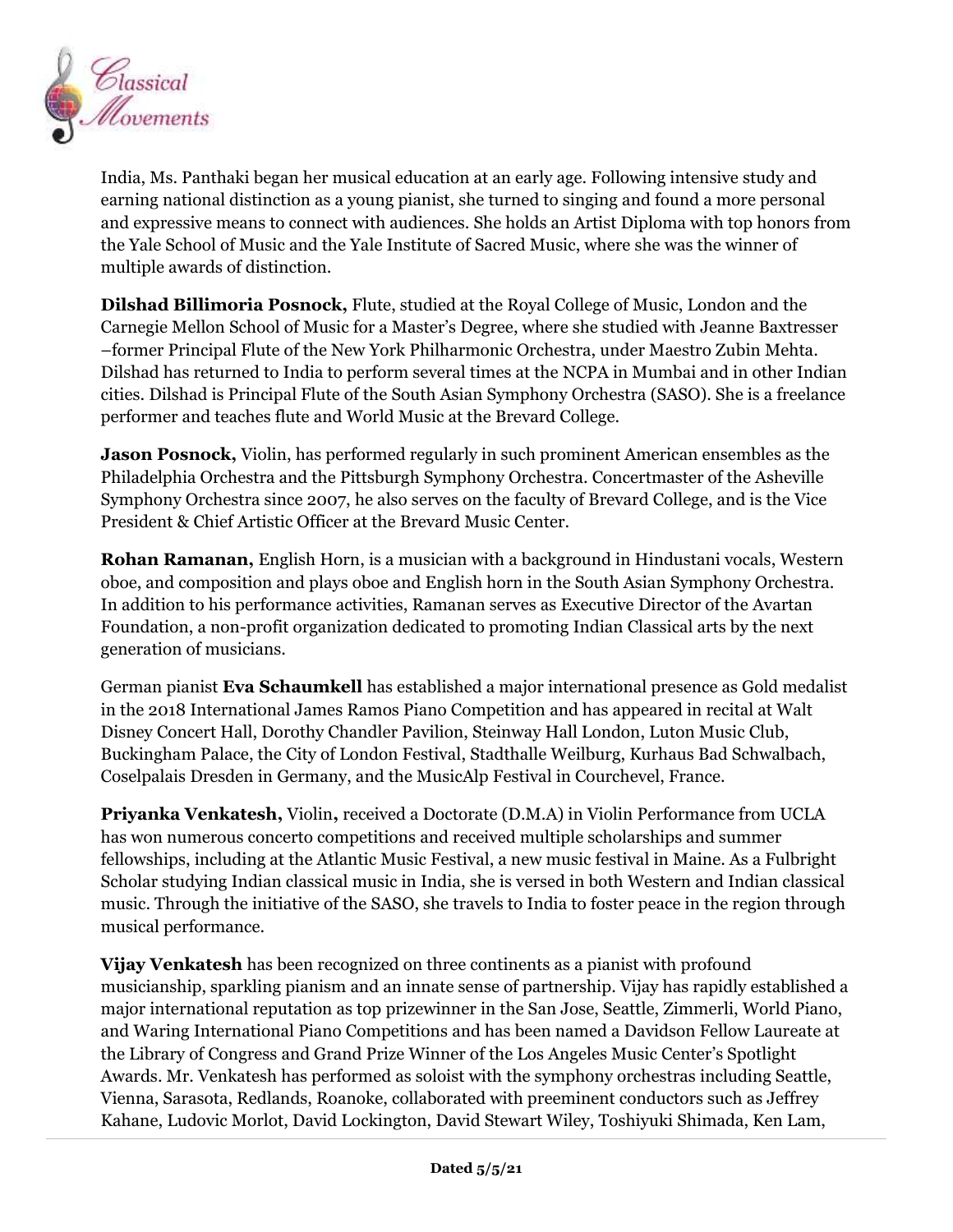India, Ms. Panthaki began her musical education at an early age. Following intensive study and earning national distinction as a young pianist, she turned to singing and found a more personal and expressive means to connect with audiences. She holds an Artist Diploma with top honors from the Yale School of Music and the Yale Institute of Sacred Music, where she was the winner of multiple awards of distinction.

**Dilshad Billimoria Posnock,** Flute, studied at the Royal College of Music, London and the Carnegie Mellon School of Music for a Master's Degree, where she studied with Jeanne Baxtresser –former Principal Flute of the New York Philharmonic Orchestra, under Maestro Zubin Mehta. Dilshad has returned to India to perform several times at the NCPA in Mumbai and in other Indian cities. Dilshad is Principal Flute of the South Asian Symphony Orchestra (SASO). She is a freelance performer and teaches flute and World Music at the Brevard College.

**Jason Posnock,** Violin, has performed regularly in such prominent American ensembles as the Philadelphia Orchestra and the Pittsburgh Symphony Orchestra. Concertmaster of the Asheville Symphony Orchestra since 2007, he also serves on the faculty of Brevard College, and is the Vice President & Chief Artistic Officer at the Brevard Music Center.

**Rohan Ramanan,** English Horn, is a musician with a background in Hindustani vocals, Western oboe, and composition and plays oboe and English horn in the South Asian Symphony Orchestra. In addition to his performance activities, Ramanan serves as Executive Director of the Avartan Foundation, a non-profit organization dedicated to promoting Indian Classical arts by the next generation of musicians.

German pianist **Eva Schaumkell** has established a major international presence as Gold medalist in the 2018 International James Ramos Piano Competition and has appeared in recital at Walt Disney Concert Hall, Dorothy Chandler Pavilion, Steinway Hall London, Luton Music Club, Buckingham Palace, the City of London Festival, Stadthalle Weilburg, Kurhaus Bad Schwalbach, Coselpalais Dresden in Germany, and the MusicAlp Festival in Courchevel, France.

**Priyanka Venkatesh,** Violin**,** received a Doctorate (D.M.A) in Violin Performance from UCLA has won numerous concerto competitions and received multiple scholarships and summer fellowships, including at the Atlantic Music Festival, a new music festival in Maine. As a Fulbright Scholar studying Indian classical music in India, she is versed in both Western and Indian classical music. Through the initiative of the SASO, she travels to India to foster peace in the region through musical performance.

**Vijay Venkatesh** has been recognized on three continents as a pianist with profound musicianship, sparkling pianism and an innate sense of partnership. Vijay has rapidly established a major international reputation as top prizewinner in the San Jose, Seattle, Zimmerli, World Piano, and Waring International Piano Competitions and has been named a Davidson Fellow Laureate at the Library of Congress and Grand Prize Winner of the Los Angeles Music Center's Spotlight Awards. Mr. Venkatesh has performed as soloist with the symphony orchestras including Seattle, Vienna, Sarasota, Redlands, Roanoke, collaborated with preeminent conductors such as Jeffrey Kahane, Ludovic Morlot, David Lockington, David Stewart Wiley, Toshiyuki Shimada, Ken Lam,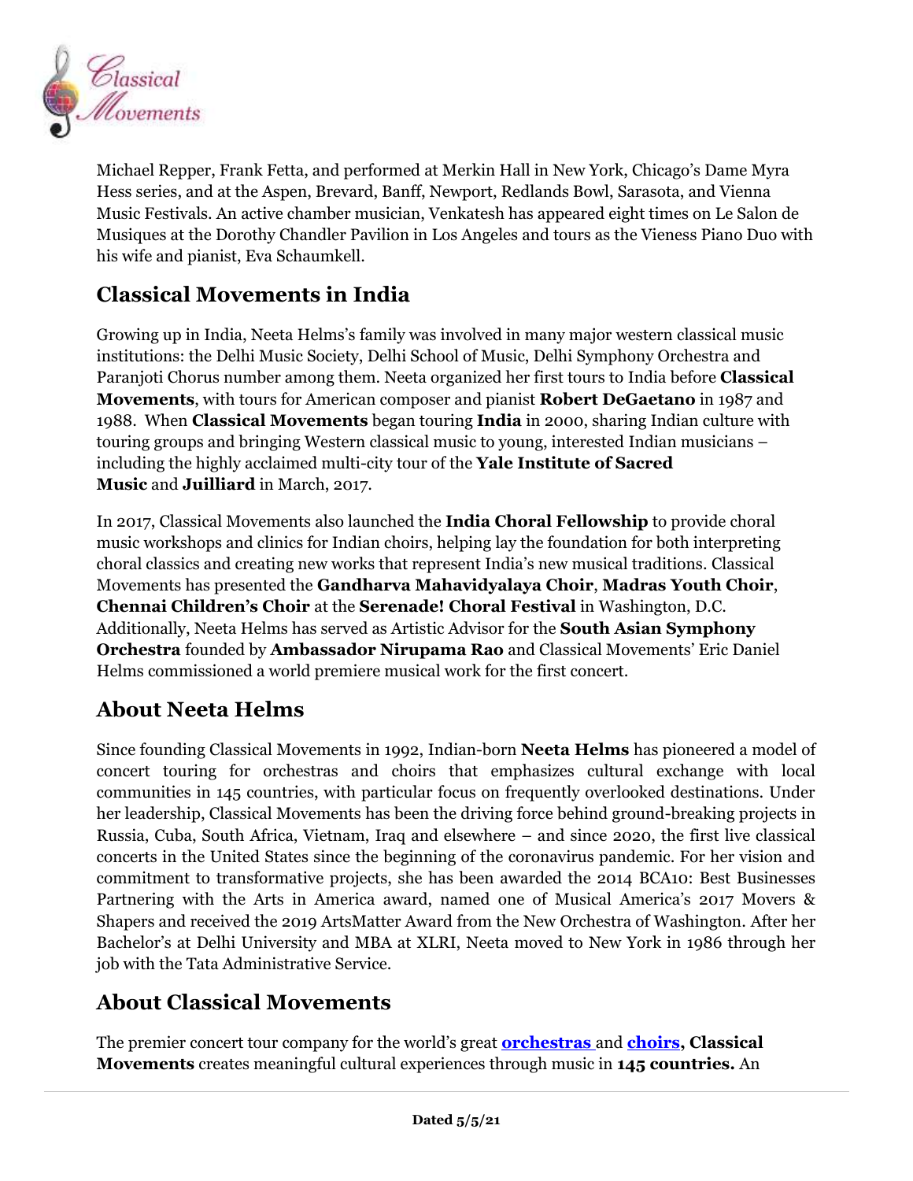Michael Repper, Frank Fetta, and performed at Merkin Hall in New York, Chicago's Dame Myra Hess series, and at the Aspen, Brevard, Banff, Newport, Redlands Bowl, Sarasota, and Vienna Music Festivals. An active chamber musician, Venkatesh has appeared eight times on Le Salon de Musiques at the Dorothy Chandler Pavilion in Los Angeles and tours as the Vieness Piano Duo with his wife and pianist, Eva Schaumkell.

## Classical Movements in India

Growing up in India, Neeta Helms's family was involved in many major western classical music institutions: the Delhi Music Society, Delhi School of Music, Delhi Symphony Orchestra and Paranjoti Chorus number among them. Neeta organized her first tours to India before **Classical Movements**, with tours for American composer and pianist **Robert DeGaetano** in 1987 and 1988. When **Classical Movements** began touring **India** in 2000, sharing Indian culture with touring groups and bringing Western classical music to young, interested Indian musicians – including the highly acclaimed multi-city tour of the **Yale Institute of Sacred Music** and **Juilliard** in March, 2017.

In 2017, Classical Movements also launched the **India Choral Fellowship** to provide choral music workshops and clinics for Indian choirs, helping lay the foundation for both interpreting choral classics and creating new works that represent India's new musical traditions. Classical Movements has presented the **Gandharva Mahavidyalaya Choir**, **Madras Youth Choir**, **Chennai Children's Choir** at the **Serenade! Choral Festival** in Washington, D.C. Additionally, Neeta Helms has served as Artistic Advisor for the **South Asian Symphony Orchestra** founded by **Ambassador Nirupama Rao** and Classical Movements' Eric Daniel Helms commissioned a world premiere musical work for the first concert.

## About Neeta Helms

Since founding Classical Movements in 1992, Indian-born **Neeta Helms** has pioneered a model of concert touring for orchestras and choirs that emphasizes cultural exchange with local communities in 145 countries, with particular focus on frequently overlooked destinations. Under her leadership, Classical Movements has been the driving force behind ground-breaking projects in Russia, Cuba, South Africa, Vietnam, Iraq and elsewhere – and since 2020, the first live classical concerts in the United States since the beginning of the coronavirus pandemic. For her vision and commitment to transformative projects, she has been awarded the 2014 BCA10: Best Businesses Partnering with the Arts in America award, named one of Musical America's 2017 Movers & Shapers and received the 2019 ArtsMatter Award from the New Orchestra of Washington. After her Bachelor's at Delhi University and MBA at XLRI, Neeta moved to New York in 1986 through her job with the Tata Administrative Service.

## About Classical Movements

The premier concert tour company for the world's great **orchestras** and **choirs, Classical Movements** creates meaningful cultural experiences through music in **145 countries.** An

**Dated 5/5/21**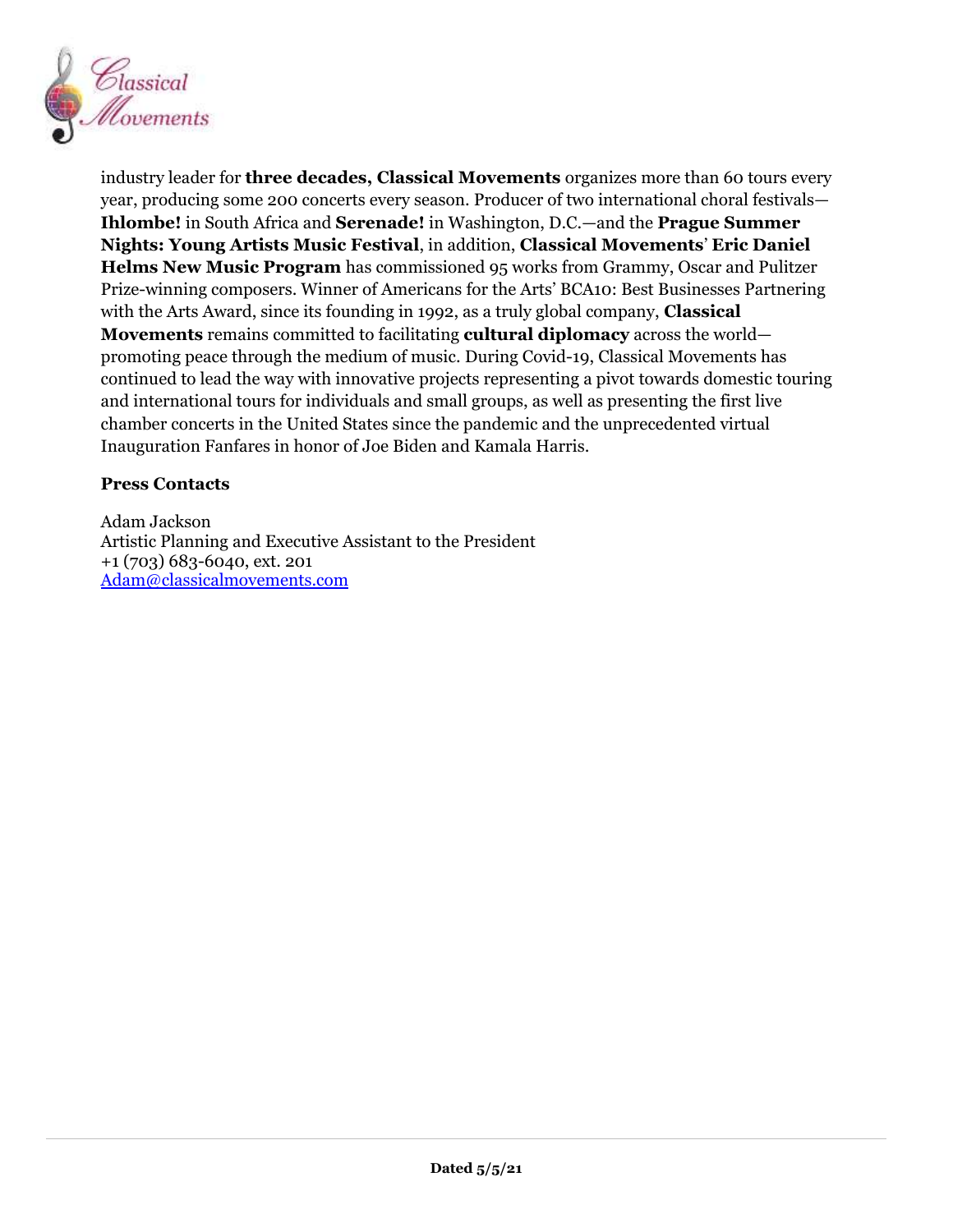industry leader for **three decades, Classical Movements** organizes more than 60 tours every year, producing some 200 concerts every season. Producer of two international choral festivals—**Ihlombe!** in South Africa and **Serenade!** in Washington, D.C.—and the **Prague Summer Nights: Young Artists Music Festival**, in addition, **Classical Movements**' **Eric Daniel Helms New Music Program** has commissioned 95 works from Grammy, Oscar and Pulitzer Prize-winning composers. Winner of Americans for the Arts' BCA10: Best Businesses Partnering with the Arts Award, since its founding in 1992, as a truly global company, **Classical Movements** remains committed to facilitating **cultural diplomacy** across the world—promoting peace through the medium of music. During Covid-19, Classical Movements has continued to lead the way with innovative projects representing a pivot towards domestic touring and international tours for individuals and small groups, as well as presenting the first live chamber concerts in the United States since the pandemic and the unprecedented virtual Inauguration Fanfares in honor of Joe Biden and Kamala Harris.

**Press Contacts**

Adam Jackson
Artistic Planning and Executive Assistant to the President
+1 (703) 683-6040, ext. 201
Adam@classicalmovements.com

**Dated 5/5/21**